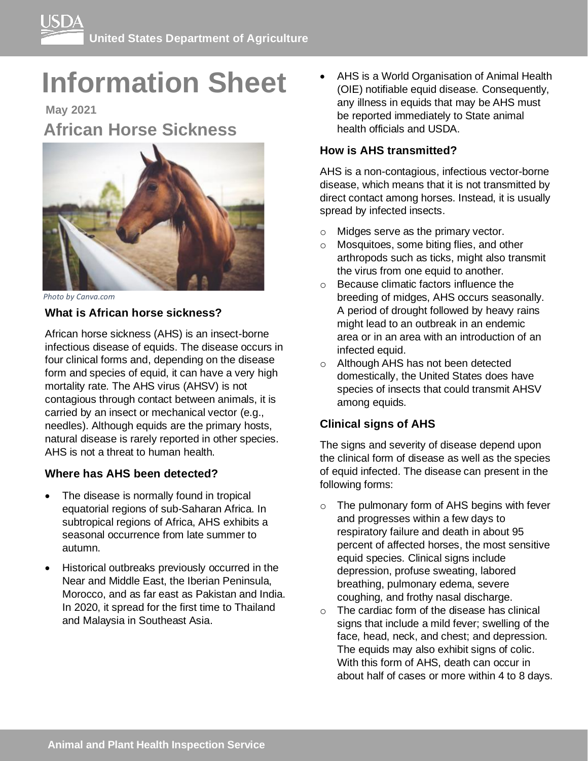# Information Sheet

**May 2021**

## African Horse Sickness

*Photo by Canva.com*

### What is African horse sickness?

African horse sickness (AHS) is an insect-borne infectious disease of equids. The disease occurs in four clinical forms and, depending on the disease form and species of equid, it can have a very high mortality rate. The AHS virus (AHSV) is not contagious through contact between animals, it is carried by an insect or mechanical vector (e.g., needles). Although equids are the primary hosts, natural disease is rarely reported in other species. AHS is not a threat to human health.

### Where has AHS been detected?

- The disease is normally found in tropical equatorial regions of sub-Saharan Africa. In subtropical regions of Africa, AHS exhibits a seasonal occurrence from late summer to autumn.
- Historical outbreaks previously occurred in the Near and Middle East, the Iberian Peninsula, Morocco, and as far east as Pakistan and India. In 2020, it spread for the first time to Thailand and Malaysia in Southeast Asia.
- AHS is a World Organisation of Animal Health (OIE) notifiable equid disease. Consequently, any illness in equids that may be AHS must be reported immediately to State animal health officials and USDA.

### How is AHS transmitted?

AHS is a non-contagious, infectious vector-borne disease, which means that it is not transmitted by direct contact among horses. Instead, it is usually spread by infected insects.

- Midges serve as the primary vector.
- Mosquitoes, some biting flies, and other arthropods such as ticks, might also transmit the virus from one equid to another.
- Because climatic factors influence the breeding of midges, AHS occurs seasonally. A period of drought followed by heavy rains might lead to an outbreak in an endemic area or in an area with an introduction of an infected equid.
- Although AHS has not been detected domestically, the United States does have species of insects that could transmit AHSV among equids.

### Clinical signs of AHS

The signs and severity of disease depend upon the clinical form of disease as well as the species of equid infected. The disease can present in the following forms:

- The pulmonary form of AHS begins with fever and progresses within a few days to respiratory failure and death in about 95 percent of affected horses, the most sensitive equid species. Clinical signs include depression, profuse sweating, labored breathing, pulmonary edema, severe coughing, and frothy nasal discharge.
- The cardiac form of the disease has clinical signs that include a mild fever; swelling of the face, head, neck, and chest; and depression. The equids may also exhibit signs of colic. With this form of AHS, death can occur in about half of cases or more within 4 to 8 days.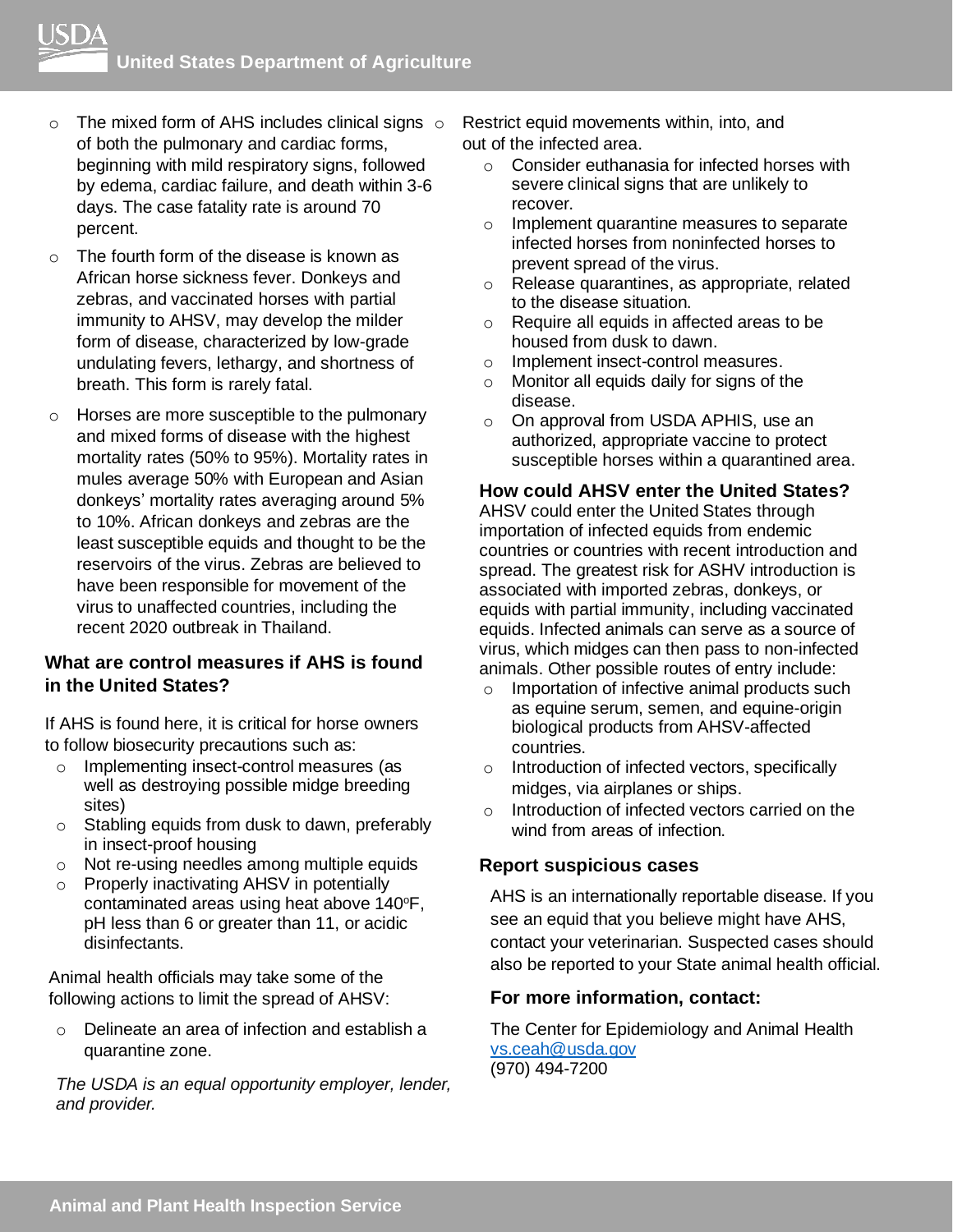- The mixed form of AHS includes clinical signs of both the pulmonary and cardiac forms, beginning with mild respiratory signs, followed by edema, cardiac failure, and death within 3-6 days. The case fatality rate is around 70 percent.
- The fourth form of the disease is known as African horse sickness fever. Donkeys and zebras, and vaccinated horses with partial immunity to AHSV, may develop the milder form of disease, characterized by low-grade undulating fevers, lethargy, and shortness of breath. This form is rarely fatal.
- Horses are more susceptible to the pulmonary and mixed forms of disease with the highest mortality rates (50% to 95%). Mortality rates in mules average 50% with European and Asian donkeys' mortality rates averaging around 5% to 10%. African donkeys and zebras are the least susceptible equids and thought to be the reservoirs of the virus. Zebras are believed to have been responsible for movement of the virus to unaffected countries, including the recent 2020 outbreak in Thailand.

### What are control measures if AHS is found in the United States?

If AHS is found here, it is critical for horse owners to follow biosecurity precautions such as:

- Implementing insect-control measures (as well as destroying possible midge breeding sites)
- Stabling equids from dusk to dawn, preferably in insect-proof housing
- Not re-using needles among multiple equids
- Properly inactivating AHSV in potentially contaminated areas using heat above 140°F, pH less than 6 or greater than 11, or acidic disinfectants.

Animal health officials may take some of the following actions to limit the spread of AHSV:

- Delineate an area of infection and establish a quarantine zone.
- Restrict equid movements within, into, and out of the infected area.
  - Consider euthanasia for infected horses with severe clinical signs that are unlikely to recover.
  - Implement quarantine measures to separate infected horses from noninfected horses to prevent spread of the virus.
  - Release quarantines, as appropriate, related to the disease situation.
  - Require all equids in affected areas to be housed from dusk to dawn.
  - Implement insect-control measures.
  - Monitor all equids daily for signs of the disease.
  - On approval from USDA APHIS, use an authorized, appropriate vaccine to protect susceptible horses within a quarantined area.

### How could AHSV enter the United States?

AHSV could enter the United States through importation of infected equids from endemic countries or countries with recent introduction and spread. The greatest risk for ASHV introduction is associated with imported zebras, donkeys, or equids with partial immunity, including vaccinated equids. Infected animals can serve as a source of virus, which midges can then pass to non-infected animals. Other possible routes of entry include:

- Importation of infective animal products such as equine serum, semen, and equine-origin biological products from AHSV-affected countries.
- Introduction of infected vectors, specifically midges, via airplanes or ships.
- Introduction of infected vectors carried on the wind from areas of infection.

### Report suspicious cases

AHS is an internationally reportable disease. If you see an equid that you believe might have AHS, contact your veterinarian. Suspected cases should also be reported to your State animal health official.

### For more information, contact:

The Center for Epidemiology and Animal Health
vs.ceah@usda.gov
(970) 494-7200

*The USDA is an equal opportunity employer, lender, and provider.*